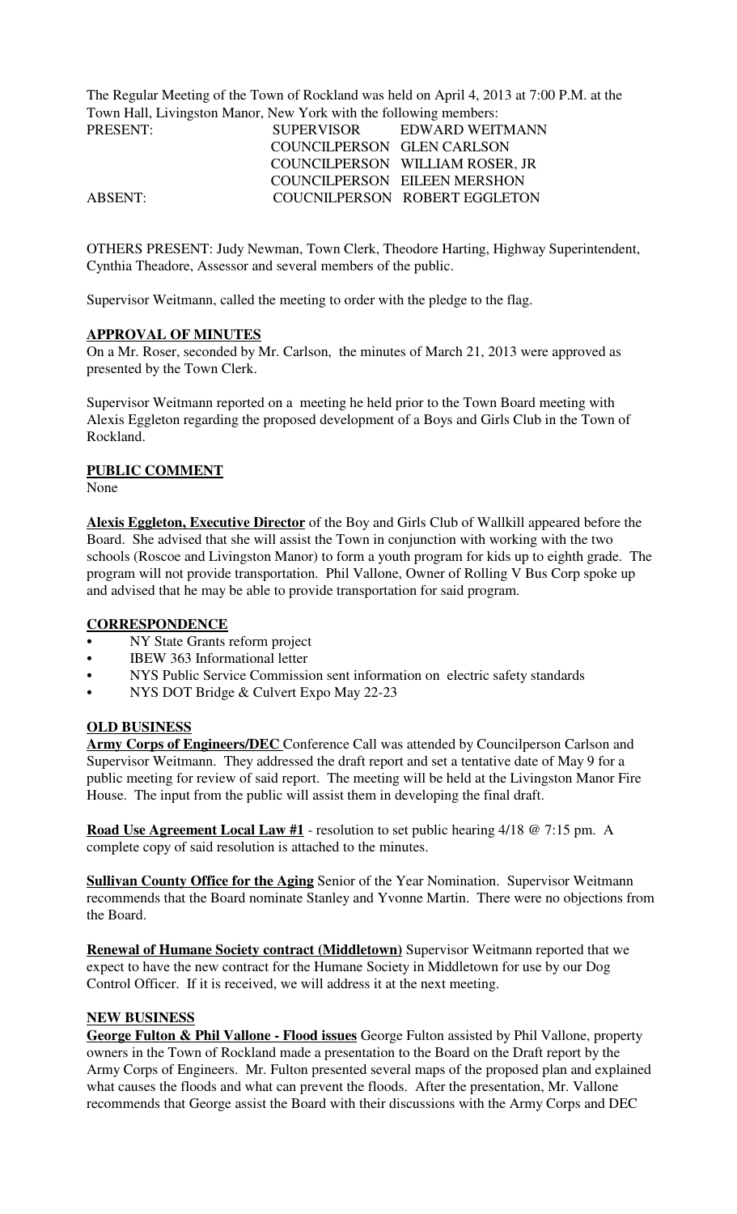The Regular Meeting of the Town of Rockland was held on April 4, 2013 at 7:00 P.M. at the Town Hall, Livingston Manor, New York with the following members:

| | | |
|---|---|---|
| PRESENT: | SUPERVISOR | EDWARD WEITMANN |
| | COUNCILPERSON | GLEN CARLSON |
| | COUNCILPERSON | WILLIAM ROSER, JR |
| | COUNCILPERSON | EILEEN MERSHON |
| ABSENT: | COUCNILPERSON | ROBERT EGGLETON |

OTHERS PRESENT: Judy Newman, Town Clerk, Theodore Harting, Highway Superintendent, Cynthia Theadore, Assessor and several members of the public.

Supervisor Weitmann, called the meeting to order with the pledge to the flag.

**APPROVAL OF MINUTES**

On a Mr. Roser, seconded by Mr. Carlson, the minutes of March 21, 2013 were approved as presented by the Town Clerk.

Supervisor Weitmann reported on a meeting he held prior to the Town Board meeting with Alexis Eggleton regarding the proposed development of a Boys and Girls Club in the Town of Rockland.

**PUBLIC COMMENT**

None

**Alexis Eggleton, Executive Director** of the Boy and Girls Club of Wallkill appeared before the Board. She advised that she will assist the Town in conjunction with working with the two schools (Roscoe and Livingston Manor) to form a youth program for kids up to eighth grade. The program will not provide transportation. Phil Vallone, Owner of Rolling V Bus Corp spoke up and advised that he may be able to provide transportation for said program.

**CORRESPONDENCE**

- NY State Grants reform project
- IBEW 363 Informational letter
- NYS Public Service Commission sent information on electric safety standards
- NYS DOT Bridge & Culvert Expo May 22-23

**OLD BUSINESS**

**Army Corps of Engineers/DEC** Conference Call was attended by Councilperson Carlson and Supervisor Weitmann. They addressed the draft report and set a tentative date of May 9 for a public meeting for review of said report. The meeting will be held at the Livingston Manor Fire House. The input from the public will assist them in developing the final draft.

**Road Use Agreement Local Law #1** - resolution to set public hearing 4/18 @ 7:15 pm. A complete copy of said resolution is attached to the minutes.

**Sullivan County Office for the Aging** Senior of the Year Nomination. Supervisor Weitmann recommends that the Board nominate Stanley and Yvonne Martin. There were no objections from the Board.

**Renewal of Humane Society contract (Middletown)** Supervisor Weitmann reported that we expect to have the new contract for the Humane Society in Middletown for use by our Dog Control Officer. If it is received, we will address it at the next meeting.

**NEW BUSINESS**

**George Fulton & Phil Vallone - Flood issues** George Fulton assisted by Phil Vallone, property owners in the Town of Rockland made a presentation to the Board on the Draft report by the Army Corps of Engineers. Mr. Fulton presented several maps of the proposed plan and explained what causes the floods and what can prevent the floods. After the presentation, Mr. Vallone recommends that George assist the Board with their discussions with the Army Corps and DEC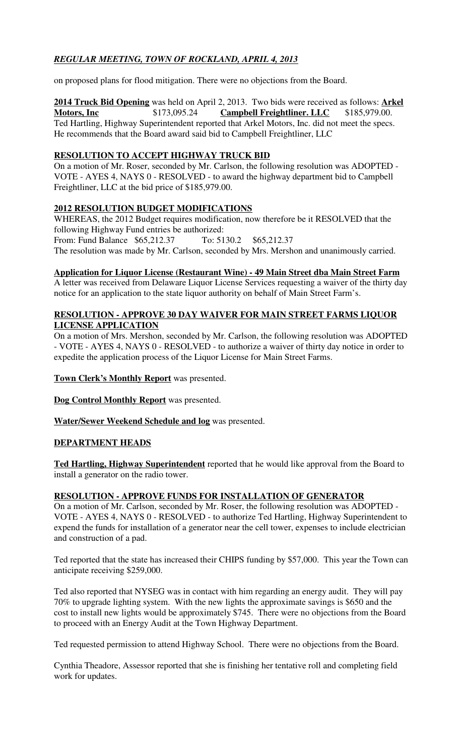on proposed plans for flood mitigation. There were no objections from the Board.

**2014 Truck Bid Opening** was held on April 2, 2013. Two bids were received as follows: **Arkel Motors, Inc** $173,095.24 **Campbell Freightliner. LLC** $185,979.00. Ted Hartling, Highway Superintendent reported that Arkel Motors, Inc. did not meet the specs. He recommends that the Board award said bid to Campbell Freightliner, LLC

**RESOLUTION TO ACCEPT HIGHWAY TRUCK BID**

On a motion of Mr. Roser, seconded by Mr. Carlson, the following resolution was ADOPTED - VOTE - AYES 4, NAYS 0 - RESOLVED - to award the highway department bid to Campbell Freightliner, LLC at the bid price of $185,979.00.

**2012 RESOLUTION BUDGET MODIFICATIONS**

WHEREAS, the 2012 Budget requires modification, now therefore be it RESOLVED that the following Highway Fund entries be authorized:

From: Fund Balance $65,212.37 To: 5130.2 $65,212.37

The resolution was made by Mr. Carlson, seconded by Mrs. Mershon and unanimously carried.

**Application for Liquor License (Restaurant Wine) - 49 Main Street dba Main Street Farm**

A letter was received from Delaware Liquor License Services requesting a waiver of the thirty day notice for an application to the state liquor authority on behalf of Main Street Farm's.

**RESOLUTION - APPROVE 30 DAY WAIVER FOR MAIN STREET FARMS LIQUOR LICENSE APPLICATION**

On a motion of Mrs. Mershon, seconded by Mr. Carlson, the following resolution was ADOPTED - VOTE - AYES 4, NAYS 0 - RESOLVED - to authorize a waiver of thirty day notice in order to expedite the application process of the Liquor License for Main Street Farms.

**Town Clerk's Monthly Report** was presented.

**Dog Control Monthly Report** was presented.

**Water/Sewer Weekend Schedule and log** was presented.

**DEPARTMENT HEADS**

**Ted Hartling, Highway Superintendent** reported that he would like approval from the Board to install a generator on the radio tower.

**RESOLUTION - APPROVE FUNDS FOR INSTALLATION OF GENERATOR**

On a motion of Mr. Carlson, seconded by Mr. Roser, the following resolution was ADOPTED - VOTE - AYES 4, NAYS 0 - RESOLVED - to authorize Ted Hartling, Highway Superintendent to expend the funds for installation of a generator near the cell tower, expenses to include electrician and construction of a pad.

Ted reported that the state has increased their CHIPS funding by $57,000. This year the Town can anticipate receiving $259,000.

Ted also reported that NYSEG was in contact with him regarding an energy audit. They will pay 70% to upgrade lighting system. With the new lights the approximate savings is $650 and the cost to install new lights would be approximately $745. There were no objections from the Board to proceed with an Energy Audit at the Town Highway Department.

Ted requested permission to attend Highway School. There were no objections from the Board.

Cynthia Theadore, Assessor reported that she is finishing her tentative roll and completing field work for updates.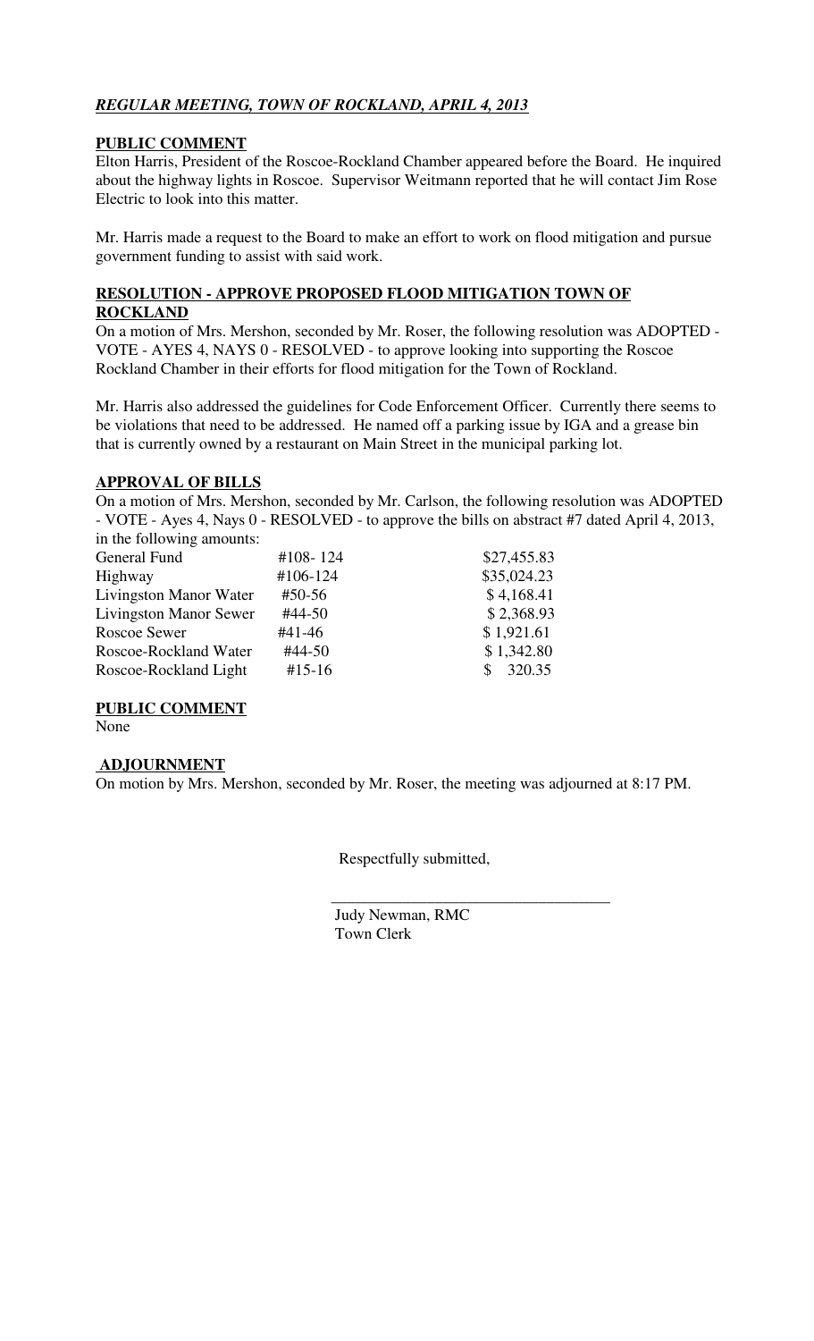***REGULAR MEETING, TOWN OF ROCKLAND, APRIL 4, 2013***

**PUBLIC COMMENT**

Elton Harris, President of the Roscoe-Rockland Chamber appeared before the Board. He inquired about the highway lights in Roscoe. Supervisor Weitmann reported that he will contact Jim Rose Electric to look into this matter.

Mr. Harris made a request to the Board to make an effort to work on flood mitigation and pursue government funding to assist with said work.

**RESOLUTION - APPROVE PROPOSED FLOOD MITIGATION TOWN OF ROCKLAND**

On a motion of Mrs. Mershon, seconded by Mr. Roser, the following resolution was ADOPTED - VOTE - AYES 4, NAYS 0 - RESOLVED - to approve looking into supporting the Roscoe Rockland Chamber in their efforts for flood mitigation for the Town of Rockland.

Mr. Harris also addressed the guidelines for Code Enforcement Officer. Currently there seems to be violations that need to be addressed. He named off a parking issue by IGA and a grease bin that is currently owned by a restaurant on Main Street in the municipal parking lot.

**APPROVAL OF BILLS**

On a motion of Mrs. Mershon, seconded by Mr. Carlson, the following resolution was ADOPTED - VOTE - Ayes 4, Nays 0 - RESOLVED - to approve the bills on abstract #7 dated April 4, 2013, in the following amounts:

| | | |
|---|---|---|
| General Fund | #108- 124 | $27,455.83 |
| Highway | #106-124 | $35,024.23 |
| Livingston Manor Water | #50-56 | $ 4,168.41 |
| Livingston Manor Sewer | #44-50 | $ 2,368.93 |
| Roscoe Sewer | #41-46 | $ 1,921.61 |
| Roscoe-Rockland Water | #44-50 | $ 1,342.80 |
| Roscoe-Rockland Light | #15-16 | $ 320.35 |

**PUBLIC COMMENT**

None

**ADJOURNMENT**

On motion by Mrs. Mershon, seconded by Mr. Roser, the meeting was adjourned at 8:17 PM.

Respectfully submitted,

___________________________________

Judy Newman, RMC
Town Clerk